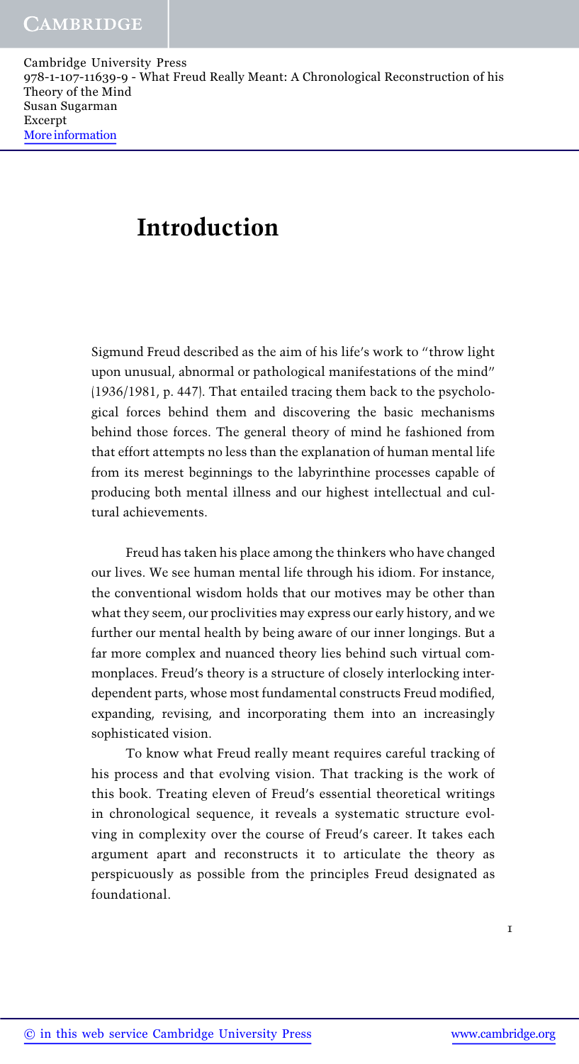# Introduction

Sigmund Freud described as the aim of his life's work to "throw light upon unusual, abnormal or pathological manifestations of the mind" (1936/1981, p. 447). That entailed tracing them back to the psychological forces behind them and discovering the basic mechanisms behind those forces. The general theory of mind he fashioned from that effort attempts no less than the explanation of human mental life from its merest beginnings to the labyrinthine processes capable of producing both mental illness and our highest intellectual and cultural achievements.

Freud has taken his place among the thinkers who have changed our lives. We see human mental life through his idiom. For instance, the conventional wisdom holds that our motives may be other than what they seem, our proclivities may express our early history, and we further our mental health by being aware of our inner longings. But a far more complex and nuanced theory lies behind such virtual commonplaces. Freud's theory is a structure of closely interlocking interdependent parts, whose most fundamental constructs Freud modified, expanding, revising, and incorporating them into an increasingly sophisticated vision.

To know what Freud really meant requires careful tracking of his process and that evolving vision. That tracking is the work of this book. Treating eleven of Freud's essential theoretical writings in chronological sequence, it reveals a systematic structure evolving in complexity over the course of Freud's career. It takes each argument apart and reconstructs it to articulate the theory as perspicuously as possible from the principles Freud designated as foundational.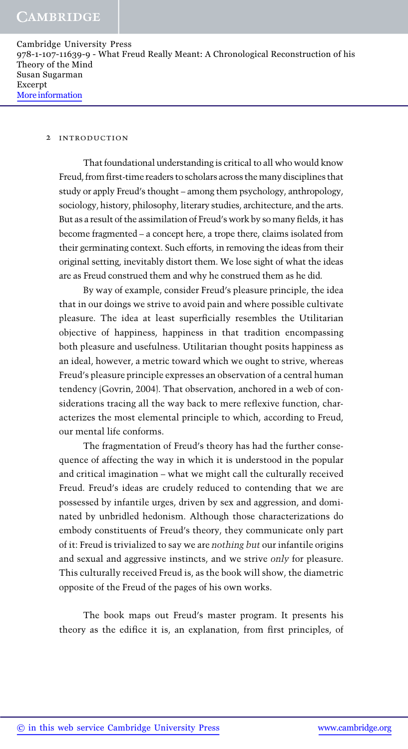That foundational understanding is critical to all who would know Freud, from first-time readers to scholars across the many disciplines that study or apply Freud's thought – among them psychology, anthropology, sociology, history, philosophy, literary studies, architecture, and the arts. But as a result of the assimilation of Freud's work by so many fields, it has become fragmented – a concept here, a trope there, claims isolated from their germinating context. Such efforts, in removing the ideas from their original setting, inevitably distort them. We lose sight of what the ideas are as Freud construed them and why he construed them as he did.

By way of example, consider Freud's pleasure principle, the idea that in our doings we strive to avoid pain and where possible cultivate pleasure. The idea at least superficially resembles the Utilitarian objective of happiness, happiness in that tradition encompassing both pleasure and usefulness. Utilitarian thought posits happiness as an ideal, however, a metric toward which we ought to strive, whereas Freud's pleasure principle expresses an observation of a central human tendency (Govrin, 2004). That observation, anchored in a web of considerations tracing all the way back to mere reflexive function, characterizes the most elemental principle to which, according to Freud, our mental life conforms.

The fragmentation of Freud's theory has had the further consequence of affecting the way in which it is understood in the popular and critical imagination – what we might call the culturally received Freud. Freud's ideas are crudely reduced to contending that we are possessed by infantile urges, driven by sex and aggression, and dominated by unbridled hedonism. Although those characterizations do embody constituents of Freud's theory, they communicate only part of it: Freud is trivialized to say we are *nothing but* our infantile origins and sexual and aggressive instincts, and we strive *only* for pleasure. This culturally received Freud is, as the book will show, the diametric opposite of the Freud of the pages of his own works.

The book maps out Freud's master program. It presents his theory as the edifice it is, an explanation, from first principles, of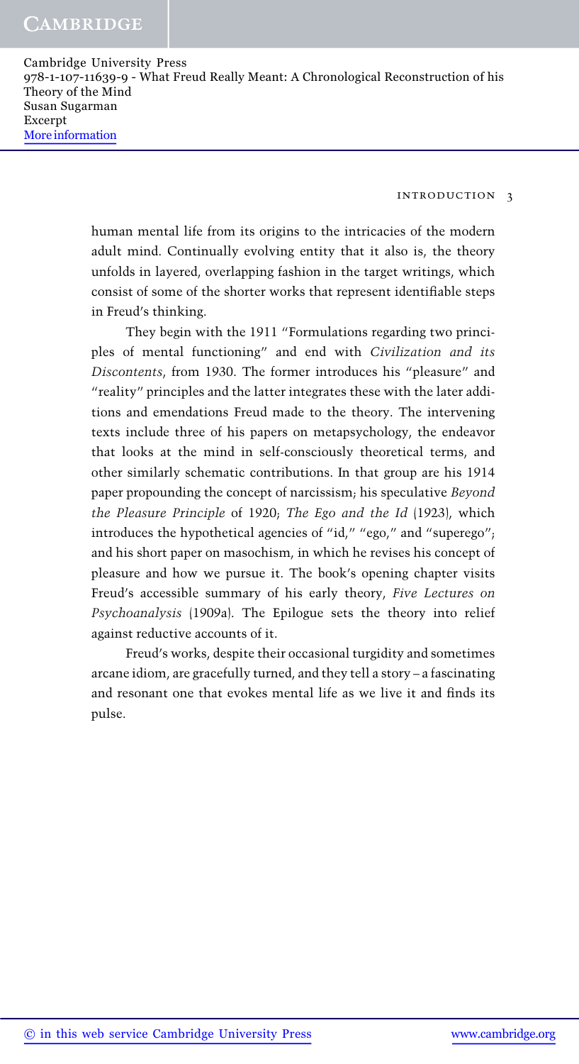human mental life from its origins to the intricacies of the modern adult mind. Continually evolving entity that it also is, the theory unfolds in layered, overlapping fashion in the target writings, which consist of some of the shorter works that represent identifiable steps in Freud's thinking.

They begin with the 1911 "Formulations regarding two principles of mental functioning" and end with *Civilization and its Discontents*, from 1930. The former introduces his "pleasure" and "reality" principles and the latter integrates these with the later additions and emendations Freud made to the theory. The intervening texts include three of his papers on metapsychology, the endeavor that looks at the mind in self-consciously theoretical terms, and other similarly schematic contributions. In that group are his 1914 paper propounding the concept of narcissism; his speculative *Beyond the Pleasure Principle* of 1920; *The Ego and the Id* (1923), which introduces the hypothetical agencies of "id," "ego," and "superego"; and his short paper on masochism, in which he revises his concept of pleasure and how we pursue it. The book's opening chapter visits Freud's accessible summary of his early theory, *Five Lectures on Psychoanalysis* (1909a). The Epilogue sets the theory into relief against reductive accounts of it.

Freud's works, despite their occasional turgidity and sometimes arcane idiom, are gracefully turned, and they tell a story – a fascinating and resonant one that evokes mental life as we live it and finds its pulse.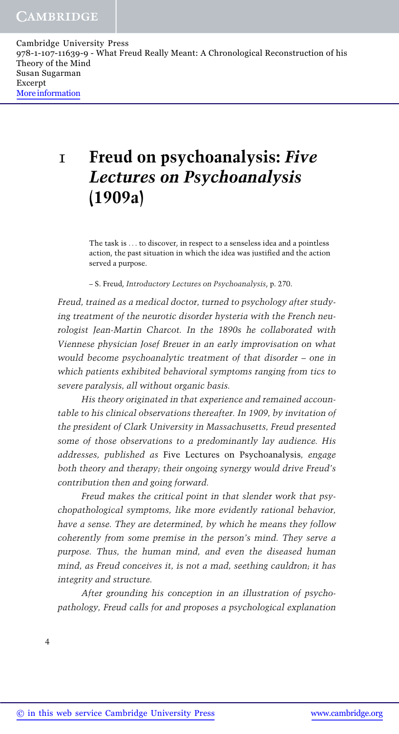# 1 Freud on psychoanalysis: *Five Lectures on Psychoanalysis* (1909a)

> The task is . . . to discover, in respect to a senseless idea and a pointless action, the past situation in which the idea was justified and the action served a purpose.
>
> – S. Freud, *Introductory Lectures on Psychoanalysis*, p. 270.

*Freud, trained as a medical doctor, turned to psychology after studying treatment of the neurotic disorder hysteria with the French neurologist Jean-Martin Charcot. In the 1890s he collaborated with Viennese physician Josef Breuer in an early improvisation on what would become psychoanalytic treatment of that disorder – one in which patients exhibited behavioral symptoms ranging from tics to severe paralysis, all without organic basis.*

*His theory originated in that experience and remained accountable to his clinical observations thereafter. In 1909, by invitation of the president of Clark University in Massachusetts, Freud presented some of those observations to a predominantly lay audience. His addresses, published as* Five Lectures on Psychoanalysis, *engage both theory and therapy; their ongoing synergy would drive Freud's contribution then and going forward.*

*Freud makes the critical point in that slender work that psychopathological symptoms, like more evidently rational behavior, have a sense. They are determined, by which he means they follow coherently from some premise in the person's mind. They serve a purpose. Thus, the human mind, and even the diseased human mind, as Freud conceives it, is not a mad, seething cauldron; it has integrity and structure.*

*After grounding his conception in an illustration of psychopathology, Freud calls for and proposes a psychological explanation*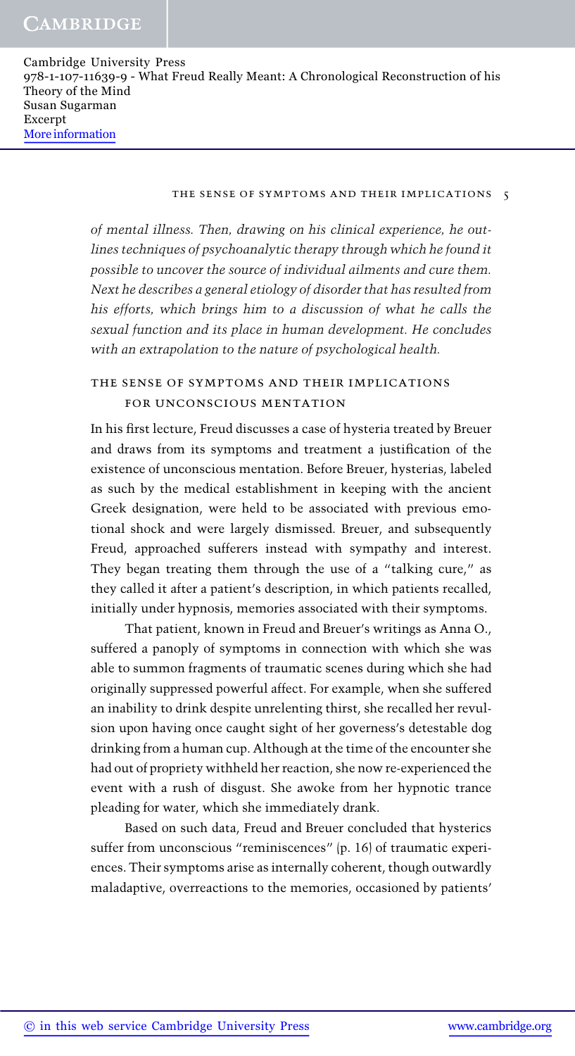*of mental illness. Then, drawing on his clinical experience, he outlines techniques of psychoanalytic therapy through which he found it possible to uncover the source of individual ailments and cure them. Next he describes a general etiology of disorder that has resulted from his efforts, which brings him to a discussion of what he calls the sexual function and its place in human development. He concludes with an extrapolation to the nature of psychological health.*

## The Sense of Symptoms and Their Implications for Unconscious Mentation

In his first lecture, Freud discusses a case of hysteria treated by Breuer and draws from its symptoms and treatment a justification of the existence of unconscious mentation. Before Breuer, hysterias, labeled as such by the medical establishment in keeping with the ancient Greek designation, were held to be associated with previous emotional shock and were largely dismissed. Breuer, and subsequently Freud, approached sufferers instead with sympathy and interest. They began treating them through the use of a "talking cure," as they called it after a patient's description, in which patients recalled, initially under hypnosis, memories associated with their symptoms.

That patient, known in Freud and Breuer's writings as Anna O., suffered a panoply of symptoms in connection with which she was able to summon fragments of traumatic scenes during which she had originally suppressed powerful affect. For example, when she suffered an inability to drink despite unrelenting thirst, she recalled her revulsion upon having once caught sight of her governess's detestable dog drinking from a human cup. Although at the time of the encounter she had out of propriety withheld her reaction, she now re-experienced the event with a rush of disgust. She awoke from her hypnotic trance pleading for water, which she immediately drank.

Based on such data, Freud and Breuer concluded that hysterics suffer from unconscious "reminiscences" (p. 16) of traumatic experiences. Their symptoms arise as internally coherent, though outwardly maladaptive, overreactions to the memories, occasioned by patients'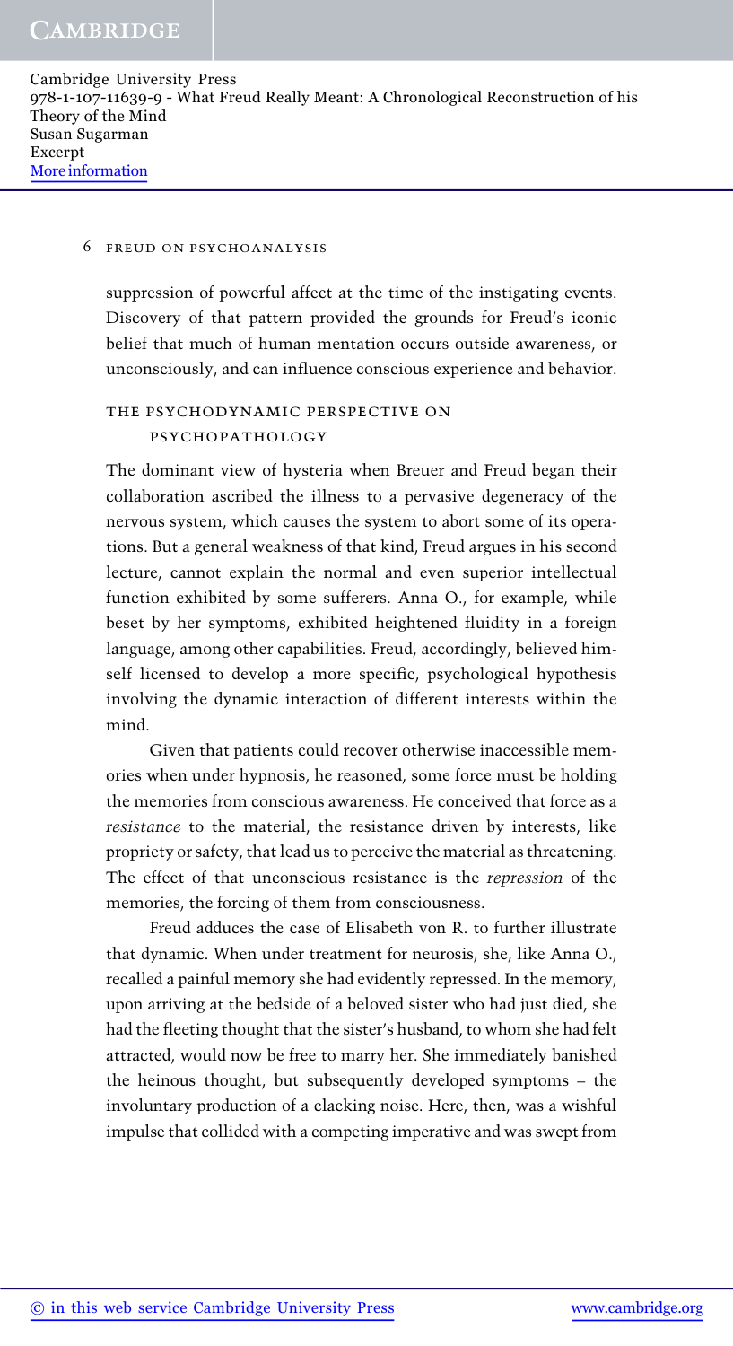suppression of powerful affect at the time of the instigating events. Discovery of that pattern provided the grounds for Freud's iconic belief that much of human mentation occurs outside awareness, or unconsciously, and can influence conscious experience and behavior.

## THE PSYCHODYNAMIC PERSPECTIVE ON PSYCHOPATHOLOGY

The dominant view of hysteria when Breuer and Freud began their collaboration ascribed the illness to a pervasive degeneracy of the nervous system, which causes the system to abort some of its operations. But a general weakness of that kind, Freud argues in his second lecture, cannot explain the normal and even superior intellectual function exhibited by some sufferers. Anna O., for example, while beset by her symptoms, exhibited heightened fluidity in a foreign language, among other capabilities. Freud, accordingly, believed himself licensed to develop a more specific, psychological hypothesis involving the dynamic interaction of different interests within the mind.

Given that patients could recover otherwise inaccessible memories when under hypnosis, he reasoned, some force must be holding the memories from conscious awareness. He conceived that force as a *resistance* to the material, the resistance driven by interests, like propriety or safety, that lead us to perceive the material as threatening. The effect of that unconscious resistance is the *repression* of the memories, the forcing of them from consciousness.

Freud adduces the case of Elisabeth von R. to further illustrate that dynamic. When under treatment for neurosis, she, like Anna O., recalled a painful memory she had evidently repressed. In the memory, upon arriving at the bedside of a beloved sister who had just died, she had the fleeting thought that the sister's husband, to whom she had felt attracted, would now be free to marry her. She immediately banished the heinous thought, but subsequently developed symptoms – the involuntary production of a clacking noise. Here, then, was a wishful impulse that collided with a competing imperative and was swept from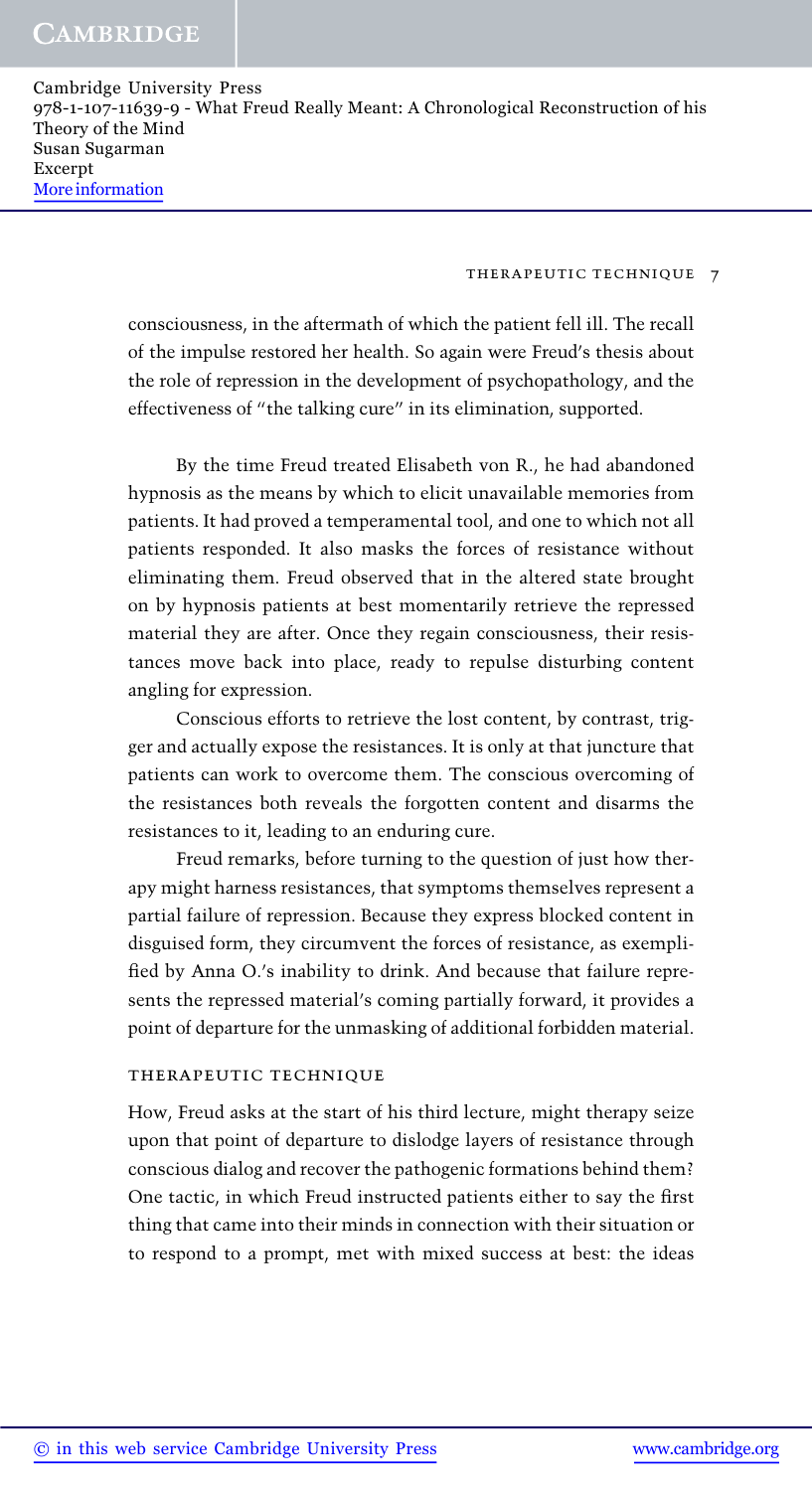consciousness, in the aftermath of which the patient fell ill. The recall of the impulse restored her health. So again were Freud's thesis about the role of repression in the development of psychopathology, and the effectiveness of "the talking cure" in its elimination, supported.

By the time Freud treated Elisabeth von R., he had abandoned hypnosis as the means by which to elicit unavailable memories from patients. It had proved a temperamental tool, and one to which not all patients responded. It also masks the forces of resistance without eliminating them. Freud observed that in the altered state brought on by hypnosis patients at best momentarily retrieve the repressed material they are after. Once they regain consciousness, their resistances move back into place, ready to repulse disturbing content angling for expression.

Conscious efforts to retrieve the lost content, by contrast, trigger and actually expose the resistances. It is only at that juncture that patients can work to overcome them. The conscious overcoming of the resistances both reveals the forgotten content and disarms the resistances to it, leading to an enduring cure.

Freud remarks, before turning to the question of just how therapy might harness resistances, that symptoms themselves represent a partial failure of repression. Because they express blocked content in disguised form, they circumvent the forces of resistance, as exemplified by Anna O.'s inability to drink. And because that failure represents the repressed material's coming partially forward, it provides a point of departure for the unmasking of additional forbidden material.

## Therapeutic Technique

How, Freud asks at the start of his third lecture, might therapy seize upon that point of departure to dislodge layers of resistance through conscious dialog and recover the pathogenic formations behind them? One tactic, in which Freud instructed patients either to say the first thing that came into their minds in connection with their situation or to respond to a prompt, met with mixed success at best: the ideas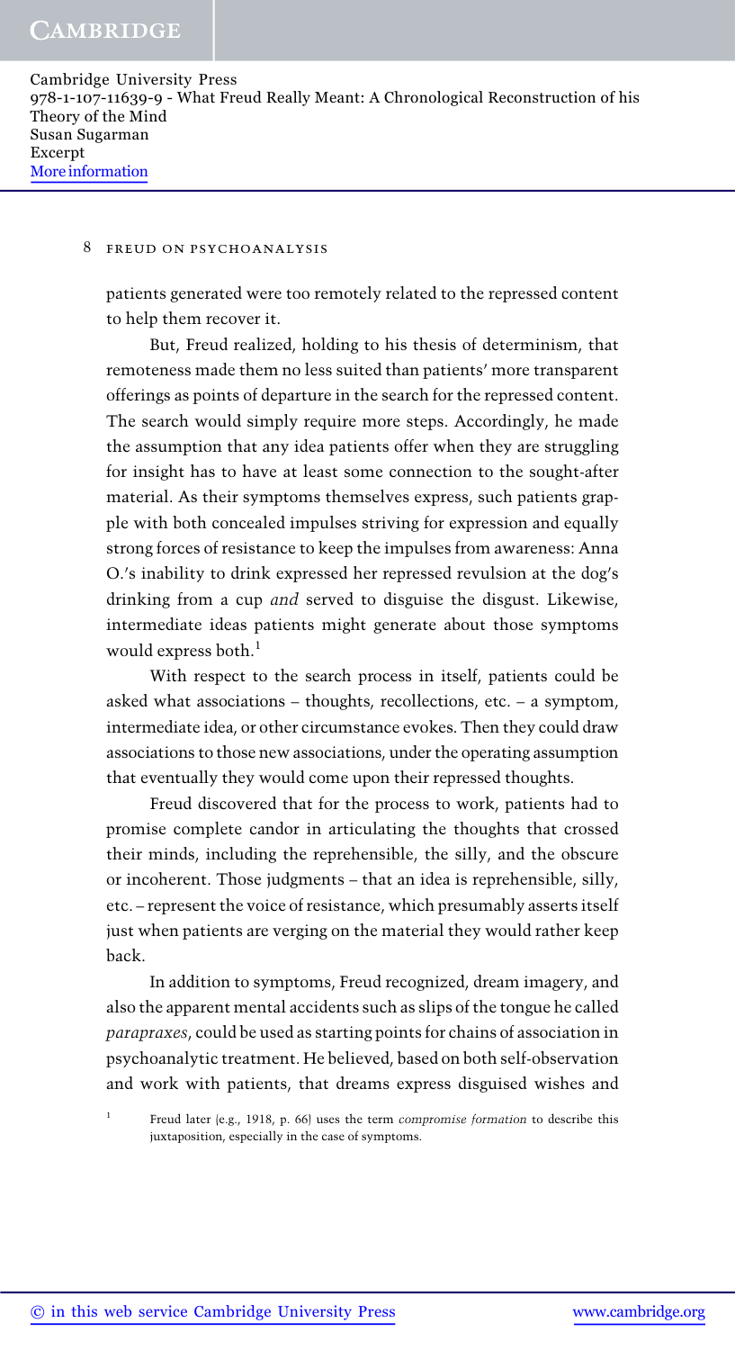patients generated were too remotely related to the repressed content to help them recover it.

But, Freud realized, holding to his thesis of determinism, that remoteness made them no less suited than patients' more transparent offerings as points of departure in the search for the repressed content. The search would simply require more steps. Accordingly, he made the assumption that any idea patients offer when they are struggling for insight has to have at least some connection to the sought-after material. As their symptoms themselves express, such patients grapple with both concealed impulses striving for expression and equally strong forces of resistance to keep the impulses from awareness: Anna O.'s inability to drink expressed her repressed revulsion at the dog's drinking from a cup *and* served to disguise the disgust. Likewise, intermediate ideas patients might generate about those symptoms would express both.[1]

With respect to the search process in itself, patients could be asked what associations – thoughts, recollections, etc. – a symptom, intermediate idea, or other circumstance evokes. Then they could draw associations to those new associations, under the operating assumption that eventually they would come upon their repressed thoughts.

Freud discovered that for the process to work, patients had to promise complete candor in articulating the thoughts that crossed their minds, including the reprehensible, the silly, and the obscure or incoherent. Those judgments – that an idea is reprehensible, silly, etc. – represent the voice of resistance, which presumably asserts itself just when patients are verging on the material they would rather keep back.

In addition to symptoms, Freud recognized, dream imagery, and also the apparent mental accidents such as slips of the tongue he called *parapraxes*, could be used as starting points for chains of association in psychoanalytic treatment. He believed, based on both self-observation and work with patients, that dreams express disguised wishes and

[1] Freud later (e.g., 1918, p. 66) uses the term *compromise formation* to describe this juxtaposition, especially in the case of symptoms.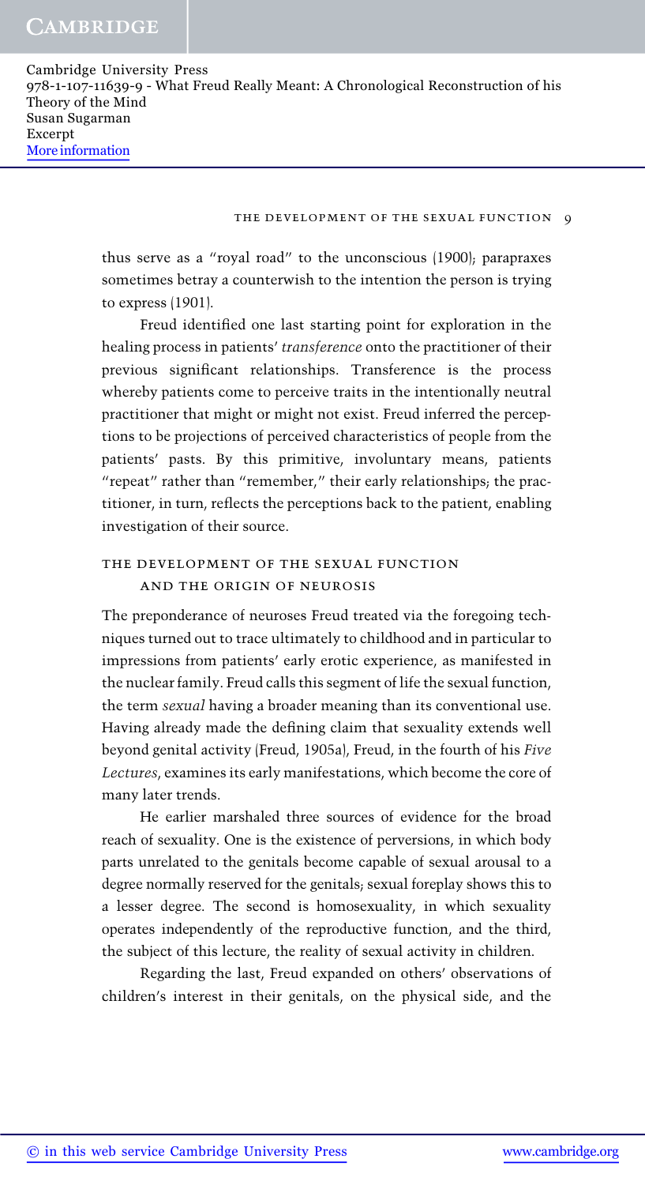thus serve as a "royal road" to the unconscious (1900); parapraxes sometimes betray a counterwish to the intention the person is trying to express (1901).

Freud identified one last starting point for exploration in the healing process in patients' *transference* onto the practitioner of their previous significant relationships. Transference is the process whereby patients come to perceive traits in the intentionally neutral practitioner that might or might not exist. Freud inferred the perceptions to be projections of perceived characteristics of people from the patients' pasts. By this primitive, involuntary means, patients "repeat" rather than "remember," their early relationships; the practitioner, in turn, reflects the perceptions back to the patient, enabling investigation of their source.

## THE DEVELOPMENT OF THE SEXUAL FUNCTION AND THE ORIGIN OF NEUROSIS

The preponderance of neuroses Freud treated via the foregoing techniques turned out to trace ultimately to childhood and in particular to impressions from patients' early erotic experience, as manifested in the nuclear family. Freud calls this segment of life the sexual function, the term *sexual* having a broader meaning than its conventional use. Having already made the defining claim that sexuality extends well beyond genital activity (Freud, 1905a), Freud, in the fourth of his *Five Lectures*, examines its early manifestations, which become the core of many later trends.

He earlier marshaled three sources of evidence for the broad reach of sexuality. One is the existence of perversions, in which body parts unrelated to the genitals become capable of sexual arousal to a degree normally reserved for the genitals; sexual foreplay shows this to a lesser degree. The second is homosexuality, in which sexuality operates independently of the reproductive function, and the third, the subject of this lecture, the reality of sexual activity in children.

Regarding the last, Freud expanded on others' observations of children's interest in their genitals, on the physical side, and the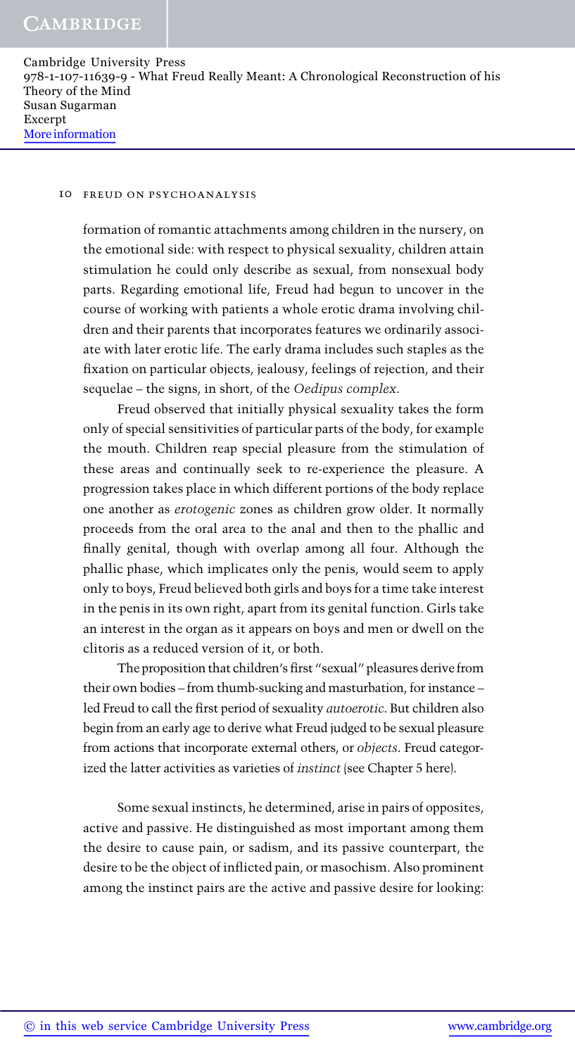formation of romantic attachments among children in the nursery, on the emotional side: with respect to physical sexuality, children attain stimulation he could only describe as sexual, from nonsexual body parts. Regarding emotional life, Freud had begun to uncover in the course of working with patients a whole erotic drama involving children and their parents that incorporates features we ordinarily associate with later erotic life. The early drama includes such staples as the fixation on particular objects, jealousy, feelings of rejection, and their sequelae – the signs, in short, of the *Oedipus complex*.

Freud observed that initially physical sexuality takes the form only of special sensitivities of particular parts of the body, for example the mouth. Children reap special pleasure from the stimulation of these areas and continually seek to re-experience the pleasure. A progression takes place in which different portions of the body replace one another as *erotogenic* zones as children grow older. It normally proceeds from the oral area to the anal and then to the phallic and finally genital, though with overlap among all four. Although the phallic phase, which implicates only the penis, would seem to apply only to boys, Freud believed both girls and boys for a time take interest in the penis in its own right, apart from its genital function. Girls take an interest in the organ as it appears on boys and men or dwell on the clitoris as a reduced version of it, or both.

The proposition that children's first "sexual" pleasures derive from their own bodies – from thumb-sucking and masturbation, for instance – led Freud to call the first period of sexuality *autoerotic*. But children also begin from an early age to derive what Freud judged to be sexual pleasure from actions that incorporate external others, or *objects*. Freud categorized the latter activities as varieties of *instinct* (see Chapter 5 here).

Some sexual instincts, he determined, arise in pairs of opposites, active and passive. He distinguished as most important among them the desire to cause pain, or sadism, and its passive counterpart, the desire to be the object of inflicted pain, or masochism. Also prominent among the instinct pairs are the active and passive desire for looking: